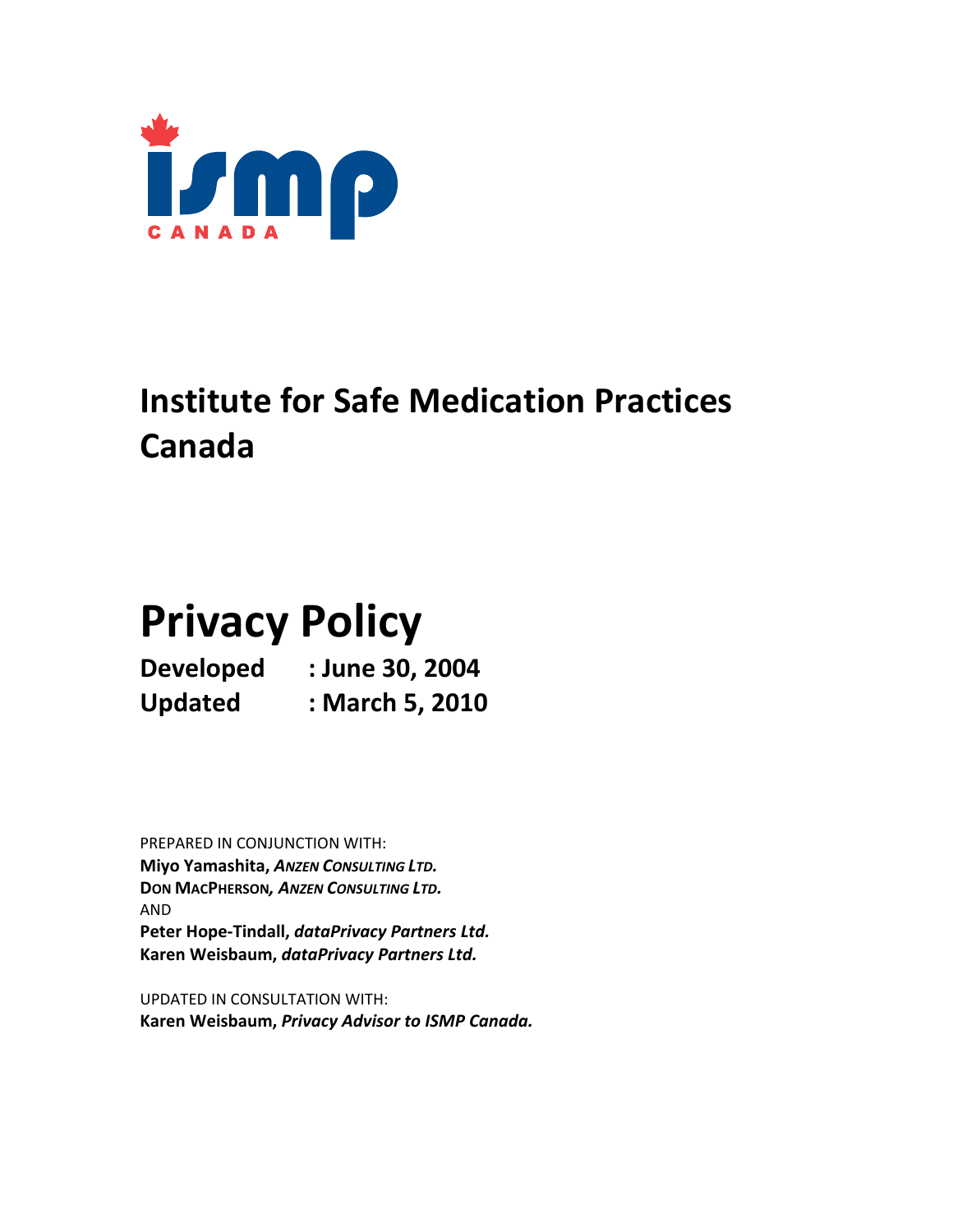ismp CANADA

# Institute for Safe Medication Practices Canada

# Privacy Policy

**Developed : June 30, 2004**
**Updated : March 5, 2010**

PREPARED IN CONJUNCTION WITH:
**Miyo Yamashita, *Anzen Consulting Ltd.***
**Don MacPherson, *Anzen Consulting Ltd.***
AND
**Peter Hope-Tindall, *dataPrivacy Partners Ltd.***
**Karen Weisbaum, *dataPrivacy Partners Ltd.***

UPDATED IN CONSULTATION WITH:
**Karen Weisbaum, *Privacy Advisor to ISMP Canada.***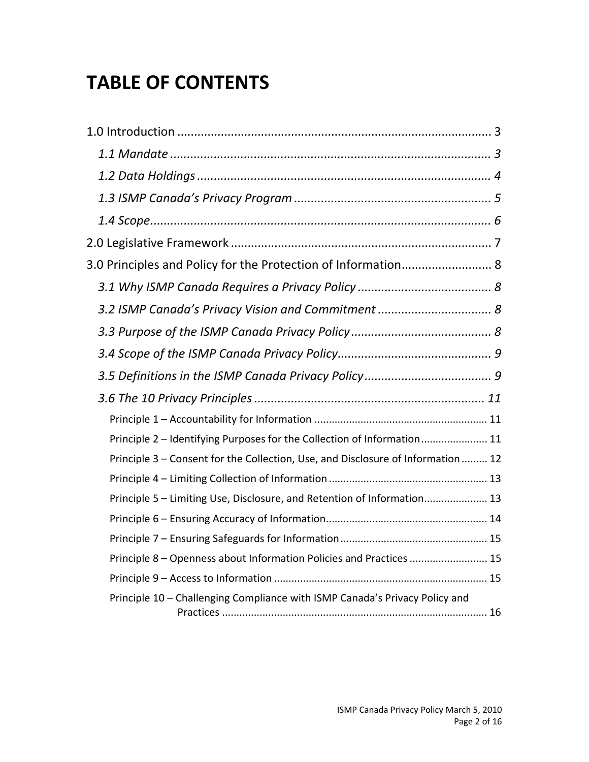# TABLE OF CONTENTS

1.0 Introduction ........................................................................................ 3

*1.1 Mandate ............................................................................................ 3*

*1.2 Data Holdings .................................................................................... 4*

*1.3 ISMP Canada's Privacy Program ........................................................ 5*

*1.4 Scope.................................................................................................. 6*

2.0 Legislative Framework ........................................................................ 7

3.0 Principles and Policy for the Protection of Information........................... 8

*3.1 Why ISMP Canada Requires a Privacy Policy ........................................ 8*

*3.2 ISMP Canada's Privacy Vision and Commitment .................................. 8*

*3.3 Purpose of the ISMP Canada Privacy Policy .......................................... 8*

*3.4 Scope of the ISMP Canada Privacy Policy.............................................. 9*

*3.5 Definitions in the ISMP Canada Privacy Policy ...................................... 9*

*3.6 The 10 Privacy Principles ..................................................................... 11*

Principle 1 – Accountability for Information ........................................................... 11

Principle 2 – Identifying Purposes for the Collection of Information ...................... 11

Principle 3 – Consent for the Collection, Use, and Disclosure of Information ......... 12

Principle 4 – Limiting Collection of Information ...................................................... 13

Principle 5 – Limiting Use, Disclosure, and Retention of Information...................... 13

Principle 6 – Ensuring Accuracy of Information....................................................... 14

Principle 7 – Ensuring Safeguards for Information .................................................. 15

Principle 8 – Openness about Information Policies and Practices ........................... 15

Principle 9 – Access to Information ......................................................................... 15

Principle 10 – Challenging Compliance with ISMP Canada's Privacy Policy and Practices ........................................................................................... 16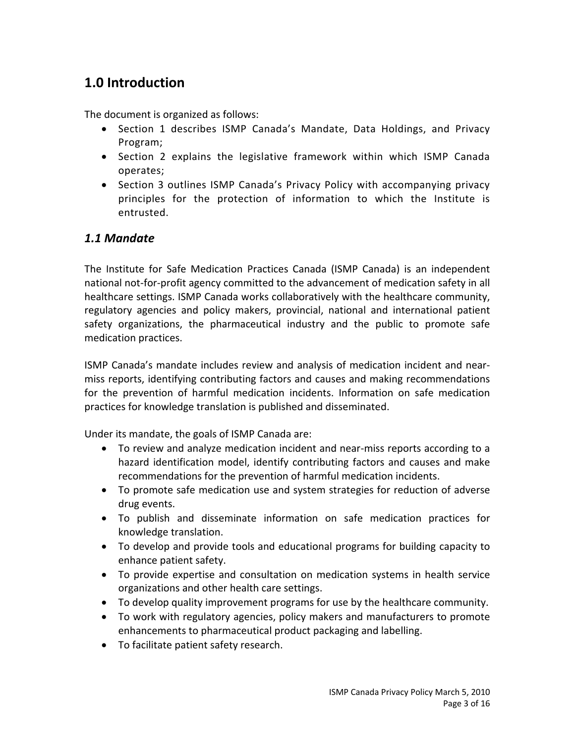# 1.0 Introduction

The document is organized as follows:

- Section 1 describes ISMP Canada's Mandate, Data Holdings, and Privacy Program;
- Section 2 explains the legislative framework within which ISMP Canada operates;
- Section 3 outlines ISMP Canada's Privacy Policy with accompanying privacy principles for the protection of information to which the Institute is entrusted.

## *1.1 Mandate*

The Institute for Safe Medication Practices Canada (ISMP Canada) is an independent national not-for-profit agency committed to the advancement of medication safety in all healthcare settings. ISMP Canada works collaboratively with the healthcare community, regulatory agencies and policy makers, provincial, national and international patient safety organizations, the pharmaceutical industry and the public to promote safe medication practices.

ISMP Canada's mandate includes review and analysis of medication incident and near-miss reports, identifying contributing factors and causes and making recommendations for the prevention of harmful medication incidents. Information on safe medication practices for knowledge translation is published and disseminated.

Under its mandate, the goals of ISMP Canada are:

- To review and analyze medication incident and near-miss reports according to a hazard identification model, identify contributing factors and causes and make recommendations for the prevention of harmful medication incidents.
- To promote safe medication use and system strategies for reduction of adverse drug events.
- To publish and disseminate information on safe medication practices for knowledge translation.
- To develop and provide tools and educational programs for building capacity to enhance patient safety.
- To provide expertise and consultation on medication systems in health service organizations and other health care settings.
- To develop quality improvement programs for use by the healthcare community.
- To work with regulatory agencies, policy makers and manufacturers to promote enhancements to pharmaceutical product packaging and labelling.
- To facilitate patient safety research.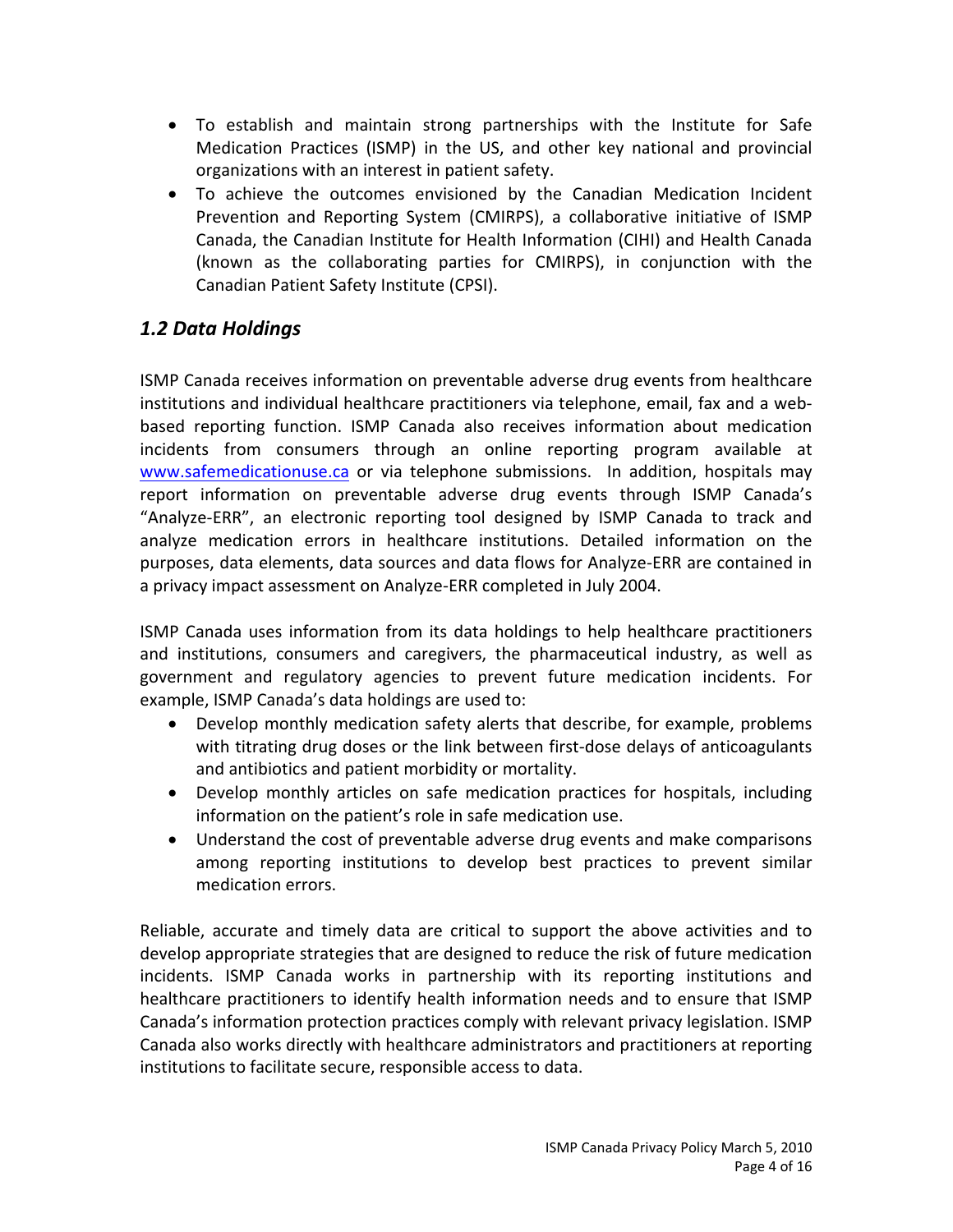- To establish and maintain strong partnerships with the Institute for Safe Medication Practices (ISMP) in the US, and other key national and provincial organizations with an interest in patient safety.
- To achieve the outcomes envisioned by the Canadian Medication Incident Prevention and Reporting System (CMIRPS), a collaborative initiative of ISMP Canada, the Canadian Institute for Health Information (CIHI) and Health Canada (known as the collaborating parties for CMIRPS), in conjunction with the Canadian Patient Safety Institute (CPSI).

## *1.2 Data Holdings*

ISMP Canada receives information on preventable adverse drug events from healthcare institutions and individual healthcare practitioners via telephone, email, fax and a web-based reporting function. ISMP Canada also receives information about medication incidents from consumers through an online reporting program available at www.safemedicationuse.ca or via telephone submissions. In addition, hospitals may report information on preventable adverse drug events through ISMP Canada's "Analyze-ERR", an electronic reporting tool designed by ISMP Canada to track and analyze medication errors in healthcare institutions. Detailed information on the purposes, data elements, data sources and data flows for Analyze-ERR are contained in a privacy impact assessment on Analyze-ERR completed in July 2004.

ISMP Canada uses information from its data holdings to help healthcare practitioners and institutions, consumers and caregivers, the pharmaceutical industry, as well as government and regulatory agencies to prevent future medication incidents. For example, ISMP Canada's data holdings are used to:

- Develop monthly medication safety alerts that describe, for example, problems with titrating drug doses or the link between first-dose delays of anticoagulants and antibiotics and patient morbidity or mortality.
- Develop monthly articles on safe medication practices for hospitals, including information on the patient's role in safe medication use.
- Understand the cost of preventable adverse drug events and make comparisons among reporting institutions to develop best practices to prevent similar medication errors.

Reliable, accurate and timely data are critical to support the above activities and to develop appropriate strategies that are designed to reduce the risk of future medication incidents. ISMP Canada works in partnership with its reporting institutions and healthcare practitioners to identify health information needs and to ensure that ISMP Canada's information protection practices comply with relevant privacy legislation. ISMP Canada also works directly with healthcare administrators and practitioners at reporting institutions to facilitate secure, responsible access to data.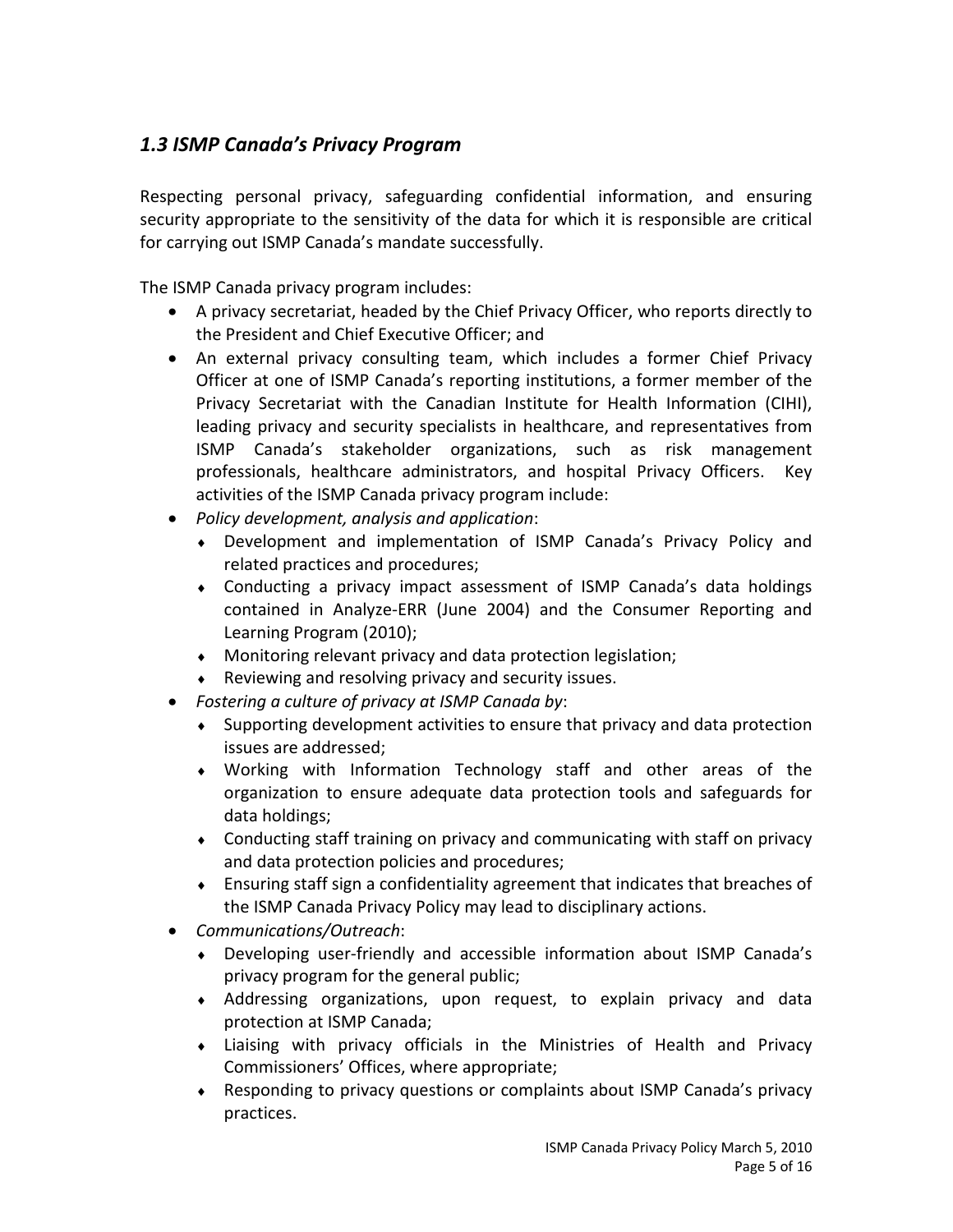### *1.3 ISMP Canada's Privacy Program*

Respecting personal privacy, safeguarding confidential information, and ensuring security appropriate to the sensitivity of the data for which it is responsible are critical for carrying out ISMP Canada's mandate successfully.

The ISMP Canada privacy program includes:

- A privacy secretariat, headed by the Chief Privacy Officer, who reports directly to the President and Chief Executive Officer; and
- An external privacy consulting team, which includes a former Chief Privacy Officer at one of ISMP Canada's reporting institutions, a former member of the Privacy Secretariat with the Canadian Institute for Health Information (CIHI), leading privacy and security specialists in healthcare, and representatives from ISMP Canada's stakeholder organizations, such as risk management professionals, healthcare administrators, and hospital Privacy Officers. Key activities of the ISMP Canada privacy program include:
- *Policy development, analysis and application*:
  - Development and implementation of ISMP Canada's Privacy Policy and related practices and procedures;
  - Conducting a privacy impact assessment of ISMP Canada's data holdings contained in Analyze-ERR (June 2004) and the Consumer Reporting and Learning Program (2010);
  - Monitoring relevant privacy and data protection legislation;
  - Reviewing and resolving privacy and security issues.
- *Fostering a culture of privacy at ISMP Canada by*:
  - Supporting development activities to ensure that privacy and data protection issues are addressed;
  - Working with Information Technology staff and other areas of the organization to ensure adequate data protection tools and safeguards for data holdings;
  - Conducting staff training on privacy and communicating with staff on privacy and data protection policies and procedures;
  - Ensuring staff sign a confidentiality agreement that indicates that breaches of the ISMP Canada Privacy Policy may lead to disciplinary actions.
- *Communications/Outreach*:
  - Developing user-friendly and accessible information about ISMP Canada's privacy program for the general public;
  - Addressing organizations, upon request, to explain privacy and data protection at ISMP Canada;
  - Liaising with privacy officials in the Ministries of Health and Privacy Commissioners' Offices, where appropriate;
  - Responding to privacy questions or complaints about ISMP Canada's privacy practices.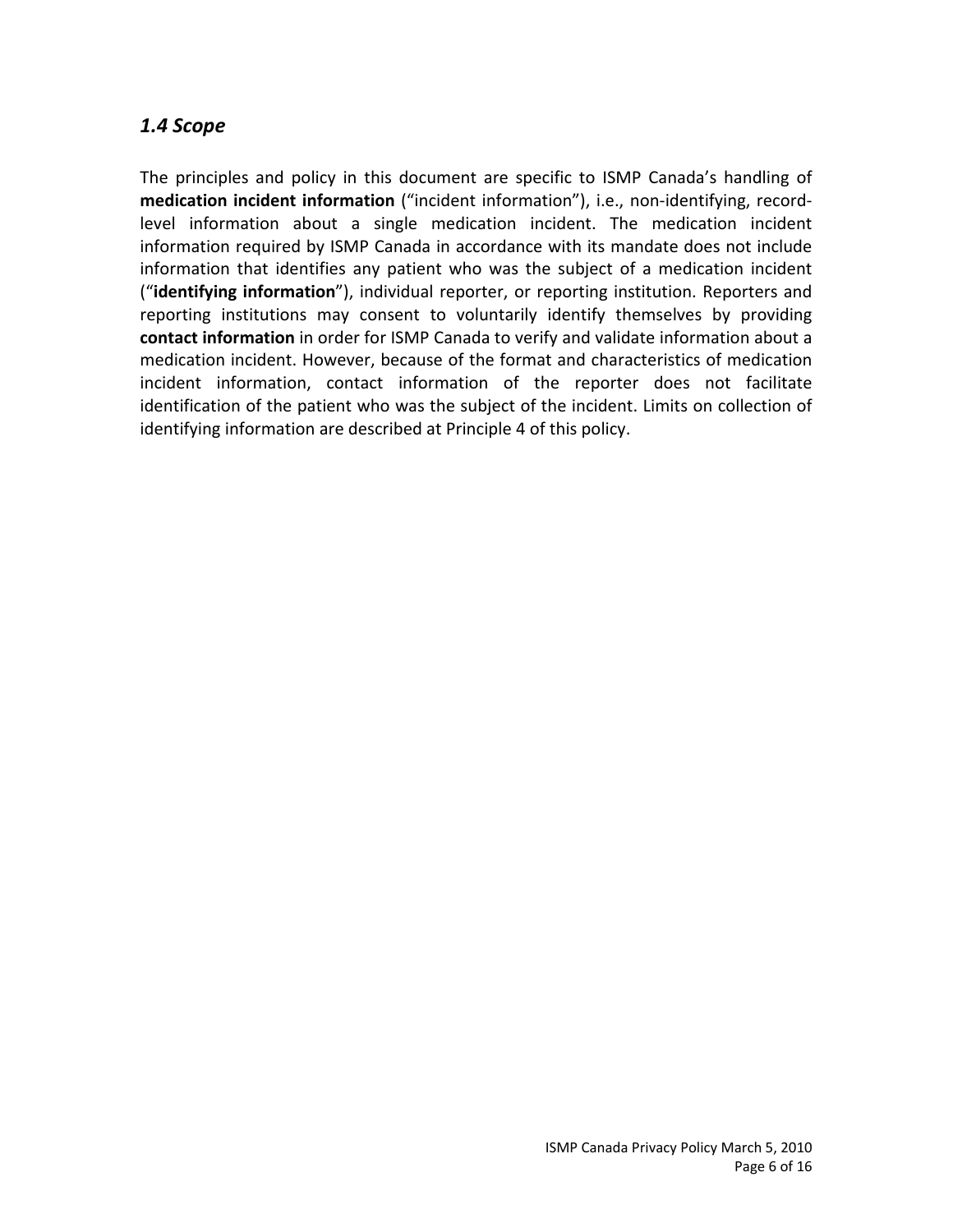## *1.4 Scope*

The principles and policy in this document are specific to ISMP Canada's handling of **medication incident information** ("incident information"), i.e., non-identifying, record-level information about a single medication incident. The medication incident information required by ISMP Canada in accordance with its mandate does not include information that identifies any patient who was the subject of a medication incident ("**identifying information**"), individual reporter, or reporting institution. Reporters and reporting institutions may consent to voluntarily identify themselves by providing **contact information** in order for ISMP Canada to verify and validate information about a medication incident. However, because of the format and characteristics of medication incident information, contact information of the reporter does not facilitate identification of the patient who was the subject of the incident. Limits on collection of identifying information are described at Principle 4 of this policy.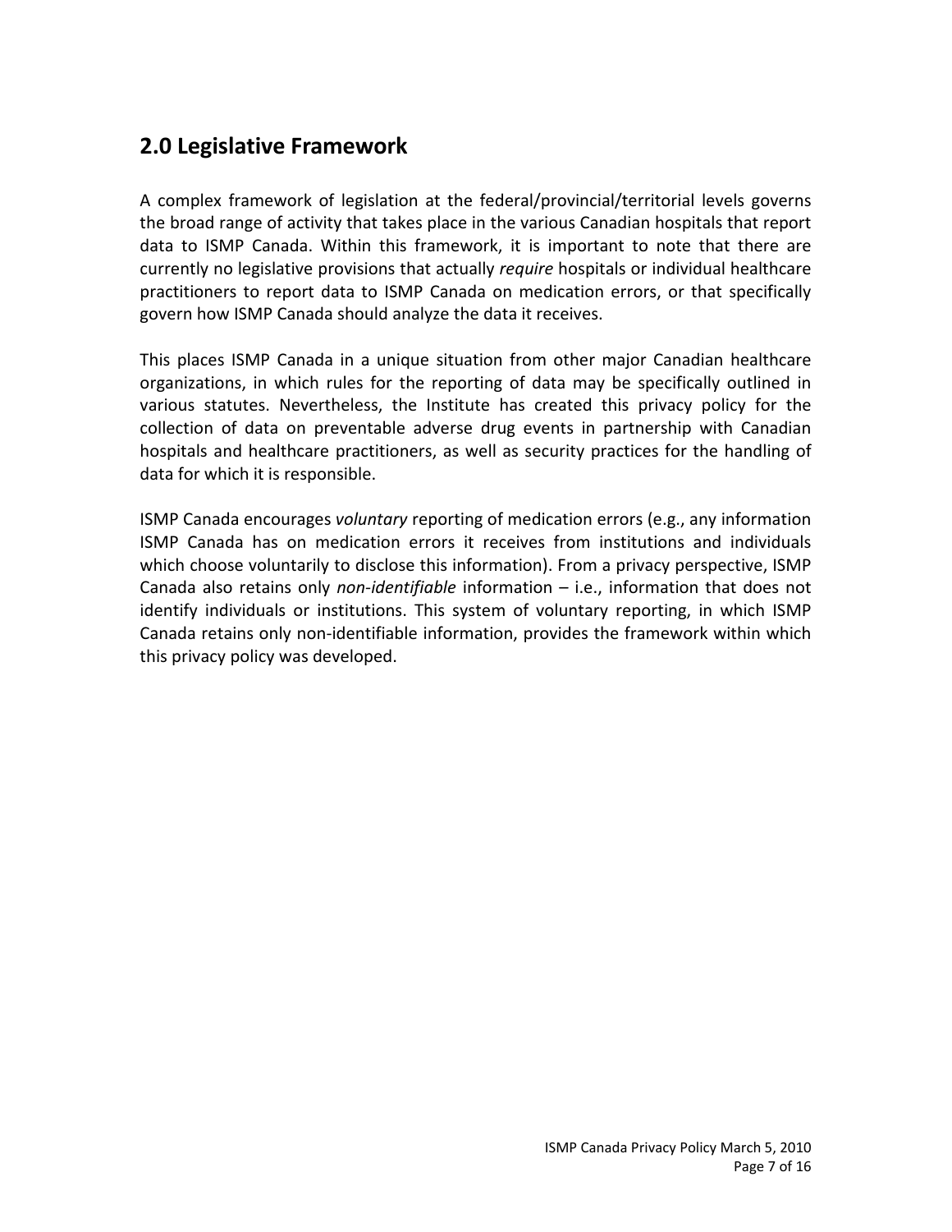## 2.0 Legislative Framework

A complex framework of legislation at the federal/provincial/territorial levels governs the broad range of activity that takes place in the various Canadian hospitals that report data to ISMP Canada. Within this framework, it is important to note that there are currently no legislative provisions that actually *require* hospitals or individual healthcare practitioners to report data to ISMP Canada on medication errors, or that specifically govern how ISMP Canada should analyze the data it receives.

This places ISMP Canada in a unique situation from other major Canadian healthcare organizations, in which rules for the reporting of data may be specifically outlined in various statutes. Nevertheless, the Institute has created this privacy policy for the collection of data on preventable adverse drug events in partnership with Canadian hospitals and healthcare practitioners, as well as security practices for the handling of data for which it is responsible.

ISMP Canada encourages *voluntary* reporting of medication errors (e.g., any information ISMP Canada has on medication errors it receives from institutions and individuals which choose voluntarily to disclose this information). From a privacy perspective, ISMP Canada also retains only *non-identifiable* information – i.e., information that does not identify individuals or institutions. This system of voluntary reporting, in which ISMP Canada retains only non-identifiable information, provides the framework within which this privacy policy was developed.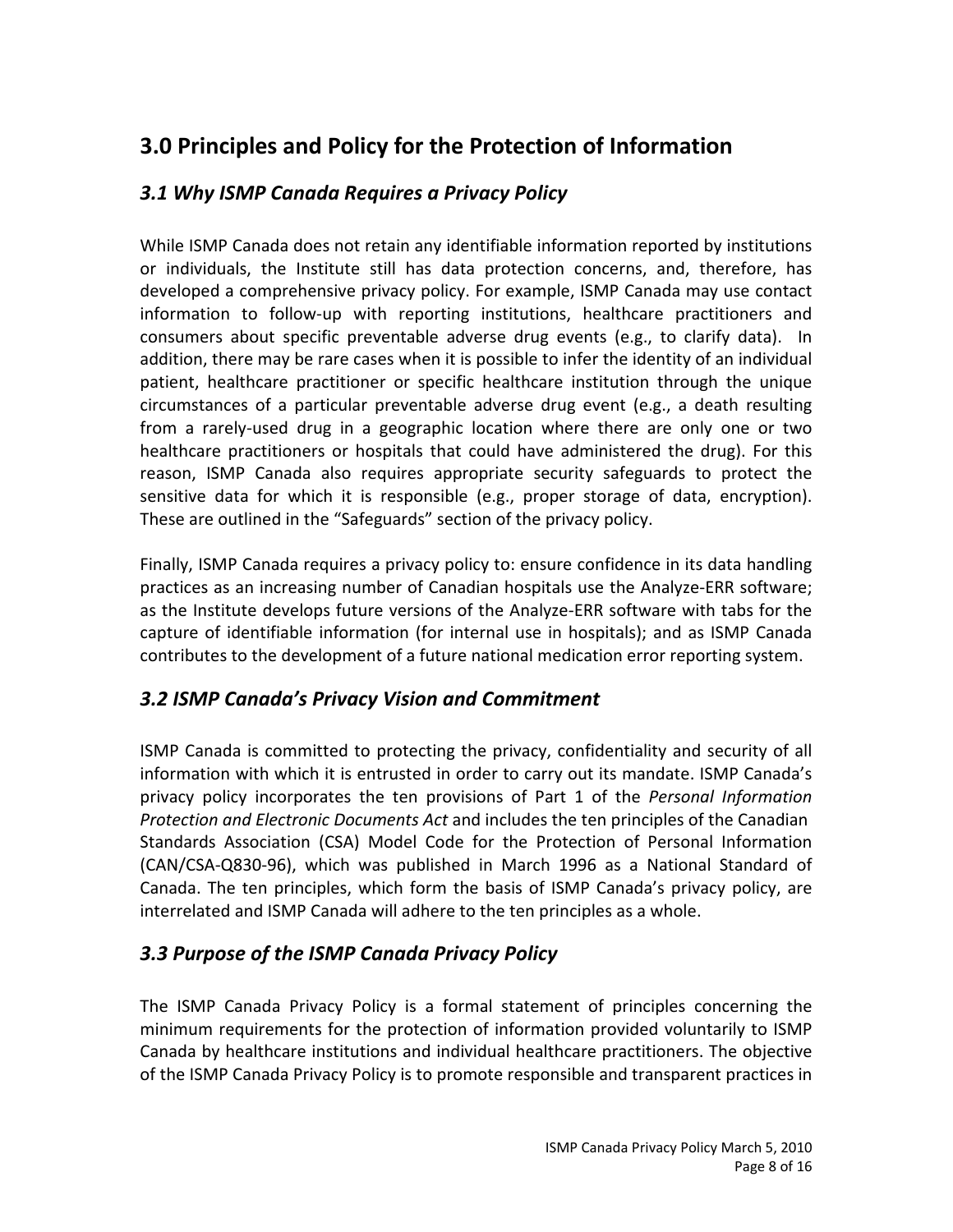## 3.0 Principles and Policy for the Protection of Information

### *3.1 Why ISMP Canada Requires a Privacy Policy*

While ISMP Canada does not retain any identifiable information reported by institutions or individuals, the Institute still has data protection concerns, and, therefore, has developed a comprehensive privacy policy. For example, ISMP Canada may use contact information to follow-up with reporting institutions, healthcare practitioners and consumers about specific preventable adverse drug events (e.g., to clarify data). In addition, there may be rare cases when it is possible to infer the identity of an individual patient, healthcare practitioner or specific healthcare institution through the unique circumstances of a particular preventable adverse drug event (e.g., a death resulting from a rarely-used drug in a geographic location where there are only one or two healthcare practitioners or hospitals that could have administered the drug). For this reason, ISMP Canada also requires appropriate security safeguards to protect the sensitive data for which it is responsible (e.g., proper storage of data, encryption). These are outlined in the "Safeguards" section of the privacy policy.

Finally, ISMP Canada requires a privacy policy to: ensure confidence in its data handling practices as an increasing number of Canadian hospitals use the Analyze-ERR software; as the Institute develops future versions of the Analyze-ERR software with tabs for the capture of identifiable information (for internal use in hospitals); and as ISMP Canada contributes to the development of a future national medication error reporting system.

### *3.2 ISMP Canada's Privacy Vision and Commitment*

ISMP Canada is committed to protecting the privacy, confidentiality and security of all information with which it is entrusted in order to carry out its mandate. ISMP Canada's privacy policy incorporates the ten provisions of Part 1 of the *Personal Information Protection and Electronic Documents Act* and includes the ten principles of the Canadian Standards Association (CSA) Model Code for the Protection of Personal Information (CAN/CSA-Q830-96), which was published in March 1996 as a National Standard of Canada. The ten principles, which form the basis of ISMP Canada's privacy policy, are interrelated and ISMP Canada will adhere to the ten principles as a whole.

### *3.3 Purpose of the ISMP Canada Privacy Policy*

The ISMP Canada Privacy Policy is a formal statement of principles concerning the minimum requirements for the protection of information provided voluntarily to ISMP Canada by healthcare institutions and individual healthcare practitioners. The objective of the ISMP Canada Privacy Policy is to promote responsible and transparent practices in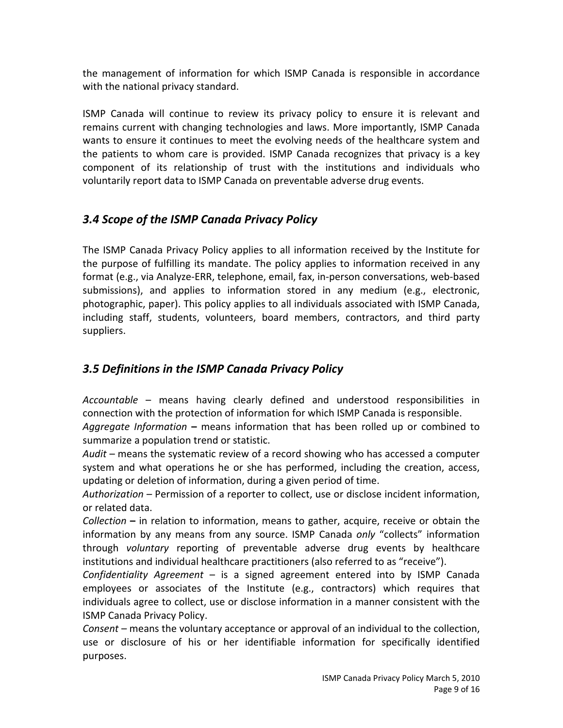the management of information for which ISMP Canada is responsible in accordance with the national privacy standard.

ISMP Canada will continue to review its privacy policy to ensure it is relevant and remains current with changing technologies and laws. More importantly, ISMP Canada wants to ensure it continues to meet the evolving needs of the healthcare system and the patients to whom care is provided. ISMP Canada recognizes that privacy is a key component of its relationship of trust with the institutions and individuals who voluntarily report data to ISMP Canada on preventable adverse drug events.

## *3.4 Scope of the ISMP Canada Privacy Policy*

The ISMP Canada Privacy Policy applies to all information received by the Institute for the purpose of fulfilling its mandate. The policy applies to information received in any format (e.g., via Analyze-ERR, telephone, email, fax, in-person conversations, web-based submissions), and applies to information stored in any medium (e.g., electronic, photographic, paper). This policy applies to all individuals associated with ISMP Canada, including staff, students, volunteers, board members, contractors, and third party suppliers.

## *3.5 Definitions in the ISMP Canada Privacy Policy*

*Accountable* – means having clearly defined and understood responsibilities in connection with the protection of information for which ISMP Canada is responsible.

*Aggregate Information* **–** means information that has been rolled up or combined to summarize a population trend or statistic.

*Audit* – means the systematic review of a record showing who has accessed a computer system and what operations he or she has performed, including the creation, access, updating or deletion of information, during a given period of time.

*Authorization* – Permission of a reporter to collect, use or disclose incident information, or related data.

*Collection* **–** in relation to information, means to gather, acquire, receive or obtain the information by any means from any source. ISMP Canada *only* "collects" information through *voluntary* reporting of preventable adverse drug events by healthcare institutions and individual healthcare practitioners (also referred to as "receive").

*Confidentiality Agreement* – is a signed agreement entered into by ISMP Canada employees or associates of the Institute (e.g., contractors) which requires that individuals agree to collect, use or disclose information in a manner consistent with the ISMP Canada Privacy Policy.

*Consent* – means the voluntary acceptance or approval of an individual to the collection, use or disclosure of his or her identifiable information for specifically identified purposes.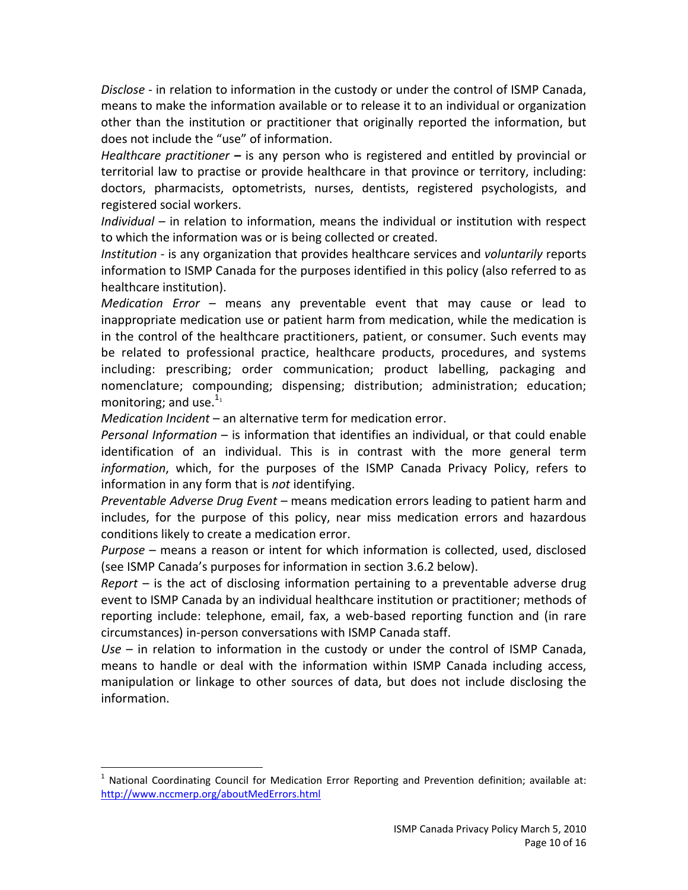*Disclose* - in relation to information in the custody or under the control of ISMP Canada, means to make the information available or to release it to an individual or organization other than the institution or practitioner that originally reported the information, but does not include the "use" of information.

*Healthcare practitioner* **–** is any person who is registered and entitled by provincial or territorial law to practise or provide healthcare in that province or territory, including: doctors, pharmacists, optometrists, nurses, dentists, registered psychologists, and registered social workers.

*Individual* – in relation to information, means the individual or institution with respect to which the information was or is being collected or created.

*Institution* - is any organization that provides healthcare services and *voluntarily* reports information to ISMP Canada for the purposes identified in this policy (also referred to as healthcare institution).

*Medication Error* – means any preventable event that may cause or lead to inappropriate medication use or patient harm from medication, while the medication is in the control of the healthcare practitioners, patient, or consumer. Such events may be related to professional practice, healthcare products, procedures, and systems including: prescribing; order communication; product labelling, packaging and nomenclature; compounding; dispensing; distribution; administration; education; monitoring; and use.[1]

*Medication Incident* – an alternative term for medication error.

*Personal Information* – is information that identifies an individual, or that could enable identification of an individual. This is in contrast with the more general term *information*, which, for the purposes of the ISMP Canada Privacy Policy, refers to information in any form that is *not* identifying.

*Preventable Adverse Drug Event* – means medication errors leading to patient harm and includes, for the purpose of this policy, near miss medication errors and hazardous conditions likely to create a medication error.

*Purpose* – means a reason or intent for which information is collected, used, disclosed (see ISMP Canada's purposes for information in section 3.6.2 below).

*Report* – is the act of disclosing information pertaining to a preventable adverse drug event to ISMP Canada by an individual healthcare institution or practitioner; methods of reporting include: telephone, email, fax, a web-based reporting function and (in rare circumstances) in-person conversations with ISMP Canada staff.

*Use* – in relation to information in the custody or under the control of ISMP Canada, means to handle or deal with the information within ISMP Canada including access, manipulation or linkage to other sources of data, but does not include disclosing the information.

---

[1] National Coordinating Council for Medication Error Reporting and Prevention definition; available at: http://www.nccmerp.org/aboutMedErrors.html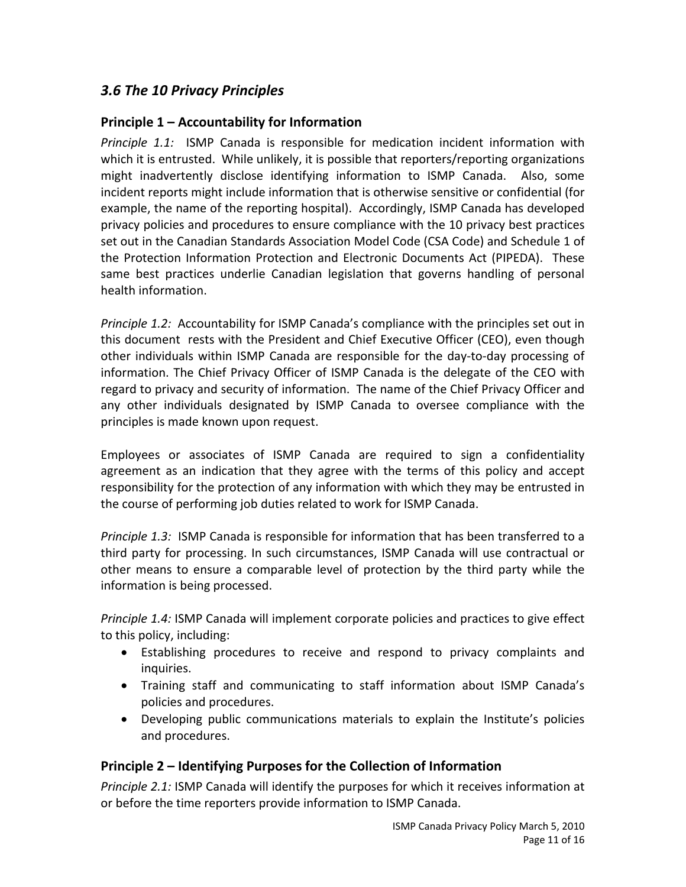## *3.6 The 10 Privacy Principles*

### Principle 1 – Accountability for Information

*Principle 1.1:* ISMP Canada is responsible for medication incident information with which it is entrusted. While unlikely, it is possible that reporters/reporting organizations might inadvertently disclose identifying information to ISMP Canada. Also, some incident reports might include information that is otherwise sensitive or confidential (for example, the name of the reporting hospital). Accordingly, ISMP Canada has developed privacy policies and procedures to ensure compliance with the 10 privacy best practices set out in the Canadian Standards Association Model Code (CSA Code) and Schedule 1 of the Protection Information Protection and Electronic Documents Act (PIPEDA). These same best practices underlie Canadian legislation that governs handling of personal health information.

*Principle 1.2:* Accountability for ISMP Canada's compliance with the principles set out in this document rests with the President and Chief Executive Officer (CEO), even though other individuals within ISMP Canada are responsible for the day-to-day processing of information. The Chief Privacy Officer of ISMP Canada is the delegate of the CEO with regard to privacy and security of information. The name of the Chief Privacy Officer and any other individuals designated by ISMP Canada to oversee compliance with the principles is made known upon request.

Employees or associates of ISMP Canada are required to sign a confidentiality agreement as an indication that they agree with the terms of this policy and accept responsibility for the protection of any information with which they may be entrusted in the course of performing job duties related to work for ISMP Canada.

*Principle 1.3:* ISMP Canada is responsible for information that has been transferred to a third party for processing. In such circumstances, ISMP Canada will use contractual or other means to ensure a comparable level of protection by the third party while the information is being processed.

*Principle 1.4:* ISMP Canada will implement corporate policies and practices to give effect to this policy, including:

- Establishing procedures to receive and respond to privacy complaints and inquiries.
- Training staff and communicating to staff information about ISMP Canada's policies and procedures.
- Developing public communications materials to explain the Institute's policies and procedures.

### Principle 2 – Identifying Purposes for the Collection of Information

*Principle 2.1:* ISMP Canada will identify the purposes for which it receives information at or before the time reporters provide information to ISMP Canada.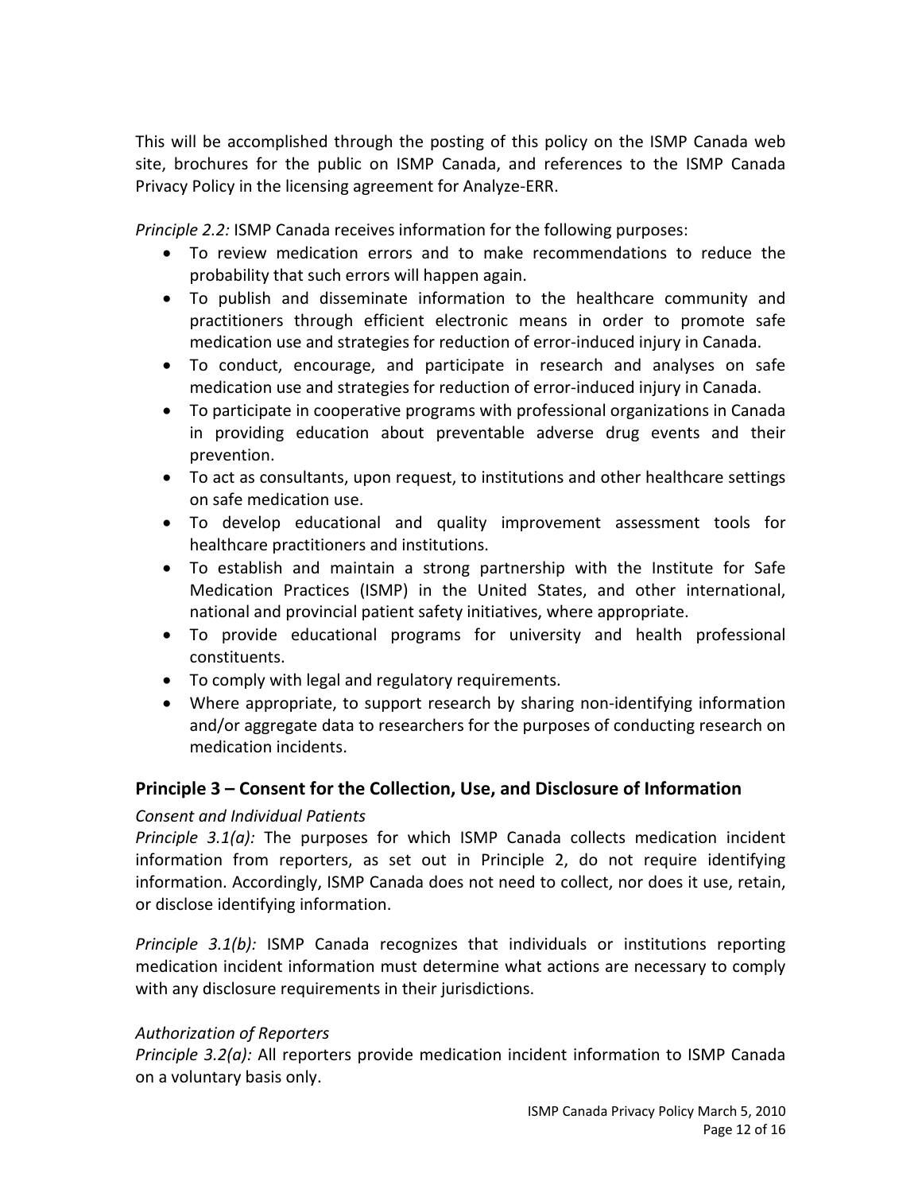This will be accomplished through the posting of this policy on the ISMP Canada web site, brochures for the public on ISMP Canada, and references to the ISMP Canada Privacy Policy in the licensing agreement for Analyze-ERR.

*Principle 2.2:* ISMP Canada receives information for the following purposes:

- To review medication errors and to make recommendations to reduce the probability that such errors will happen again.
- To publish and disseminate information to the healthcare community and practitioners through efficient electronic means in order to promote safe medication use and strategies for reduction of error-induced injury in Canada.
- To conduct, encourage, and participate in research and analyses on safe medication use and strategies for reduction of error-induced injury in Canada.
- To participate in cooperative programs with professional organizations in Canada in providing education about preventable adverse drug events and their prevention.
- To act as consultants, upon request, to institutions and other healthcare settings on safe medication use.
- To develop educational and quality improvement assessment tools for healthcare practitioners and institutions.
- To establish and maintain a strong partnership with the Institute for Safe Medication Practices (ISMP) in the United States, and other international, national and provincial patient safety initiatives, where appropriate.
- To provide educational programs for university and health professional constituents.
- To comply with legal and regulatory requirements.
- Where appropriate, to support research by sharing non-identifying information and/or aggregate data to researchers for the purposes of conducting research on medication incidents.

## Principle 3 – Consent for the Collection, Use, and Disclosure of Information

*Consent and Individual Patients*

*Principle 3.1(a):* The purposes for which ISMP Canada collects medication incident information from reporters, as set out in Principle 2, do not require identifying information. Accordingly, ISMP Canada does not need to collect, nor does it use, retain, or disclose identifying information.

*Principle 3.1(b):* ISMP Canada recognizes that individuals or institutions reporting medication incident information must determine what actions are necessary to comply with any disclosure requirements in their jurisdictions.

*Authorization of Reporters*

*Principle 3.2(a):* All reporters provide medication incident information to ISMP Canada on a voluntary basis only.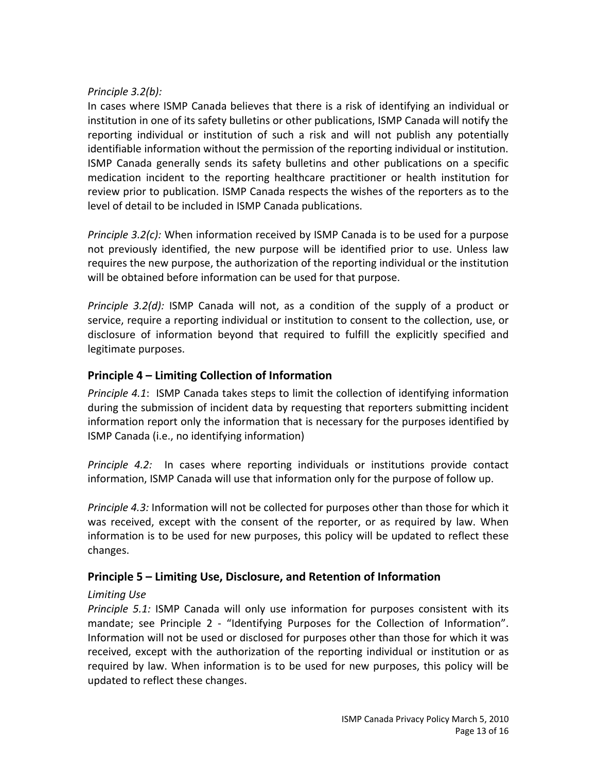*Principle 3.2(b):*
In cases where ISMP Canada believes that there is a risk of identifying an individual or institution in one of its safety bulletins or other publications, ISMP Canada will notify the reporting individual or institution of such a risk and will not publish any potentially identifiable information without the permission of the reporting individual or institution. ISMP Canada generally sends its safety bulletins and other publications on a specific medication incident to the reporting healthcare practitioner or health institution for review prior to publication. ISMP Canada respects the wishes of the reporters as to the level of detail to be included in ISMP Canada publications.

*Principle 3.2(c):* When information received by ISMP Canada is to be used for a purpose not previously identified, the new purpose will be identified prior to use. Unless law requires the new purpose, the authorization of the reporting individual or the institution will be obtained before information can be used for that purpose.

*Principle 3.2(d):* ISMP Canada will not, as a condition of the supply of a product or service, require a reporting individual or institution to consent to the collection, use, or disclosure of information beyond that required to fulfill the explicitly specified and legitimate purposes.

## Principle 4 – Limiting Collection of Information

*Principle 4.1*: ISMP Canada takes steps to limit the collection of identifying information during the submission of incident data by requesting that reporters submitting incident information report only the information that is necessary for the purposes identified by ISMP Canada (i.e., no identifying information)

*Principle 4.2:* In cases where reporting individuals or institutions provide contact information, ISMP Canada will use that information only for the purpose of follow up.

*Principle 4.3:* Information will not be collected for purposes other than those for which it was received, except with the consent of the reporter, or as required by law. When information is to be used for new purposes, this policy will be updated to reflect these changes.

## Principle 5 – Limiting Use, Disclosure, and Retention of Information

*Limiting Use*

*Principle 5.1:* ISMP Canada will only use information for purposes consistent with its mandate; see Principle 2 - "Identifying Purposes for the Collection of Information". Information will not be used or disclosed for purposes other than those for which it was received, except with the authorization of the reporting individual or institution or as required by law. When information is to be used for new purposes, this policy will be updated to reflect these changes.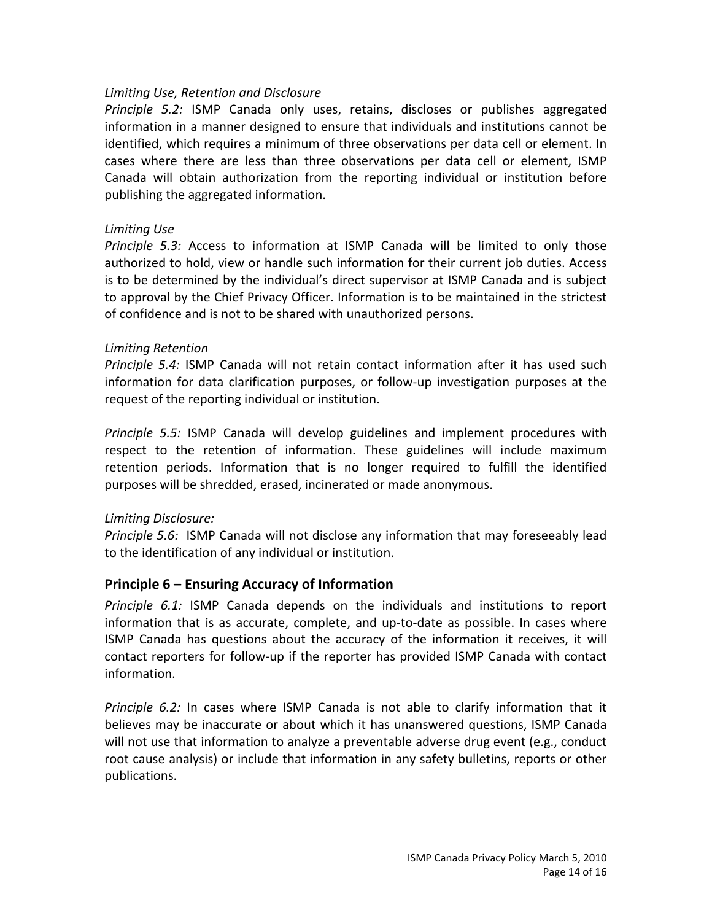*Limiting Use, Retention and Disclosure*

*Principle 5.2:* ISMP Canada only uses, retains, discloses or publishes aggregated information in a manner designed to ensure that individuals and institutions cannot be identified, which requires a minimum of three observations per data cell or element. In cases where there are less than three observations per data cell or element, ISMP Canada will obtain authorization from the reporting individual or institution before publishing the aggregated information.

*Limiting Use*

*Principle 5.3:* Access to information at ISMP Canada will be limited to only those authorized to hold, view or handle such information for their current job duties. Access is to be determined by the individual's direct supervisor at ISMP Canada and is subject to approval by the Chief Privacy Officer. Information is to be maintained in the strictest of confidence and is not to be shared with unauthorized persons.

*Limiting Retention*

*Principle 5.4:* ISMP Canada will not retain contact information after it has used such information for data clarification purposes, or follow-up investigation purposes at the request of the reporting individual or institution.

*Principle 5.5:* ISMP Canada will develop guidelines and implement procedures with respect to the retention of information. These guidelines will include maximum retention periods. Information that is no longer required to fulfill the identified purposes will be shredded, erased, incinerated or made anonymous.

*Limiting Disclosure:*

*Principle 5.6:* ISMP Canada will not disclose any information that may foreseeably lead to the identification of any individual or institution.

## Principle 6 – Ensuring Accuracy of Information

*Principle 6.1:* ISMP Canada depends on the individuals and institutions to report information that is as accurate, complete, and up-to-date as possible. In cases where ISMP Canada has questions about the accuracy of the information it receives, it will contact reporters for follow-up if the reporter has provided ISMP Canada with contact information.

*Principle 6.2:* In cases where ISMP Canada is not able to clarify information that it believes may be inaccurate or about which it has unanswered questions, ISMP Canada will not use that information to analyze a preventable adverse drug event (e.g., conduct root cause analysis) or include that information in any safety bulletins, reports or other publications.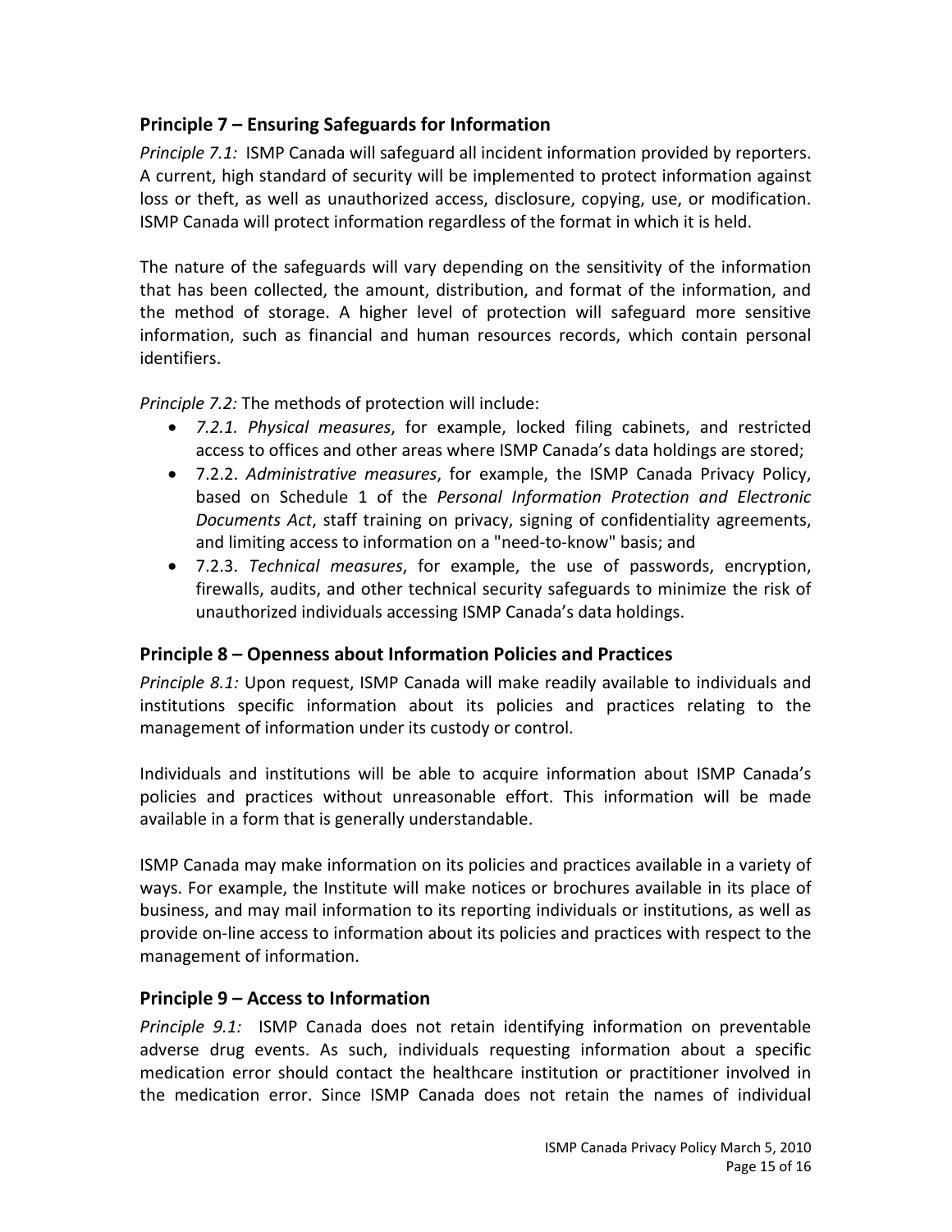## Principle 7 – Ensuring Safeguards for Information

*Principle 7.1:* ISMP Canada will safeguard all incident information provided by reporters. A current, high standard of security will be implemented to protect information against loss or theft, as well as unauthorized access, disclosure, copying, use, or modification. ISMP Canada will protect information regardless of the format in which it is held.

The nature of the safeguards will vary depending on the sensitivity of the information that has been collected, the amount, distribution, and format of the information, and the method of storage. A higher level of protection will safeguard more sensitive information, such as financial and human resources records, which contain personal identifiers.

*Principle 7.2:* The methods of protection will include:

- *7.2.1. Physical measures*, for example, locked filing cabinets, and restricted access to offices and other areas where ISMP Canada's data holdings are stored;
- 7.2.2. *Administrative measures*, for example, the ISMP Canada Privacy Policy, based on Schedule 1 of the *Personal Information Protection and Electronic Documents Act*, staff training on privacy, signing of confidentiality agreements, and limiting access to information on a "need-to-know" basis; and
- 7.2.3. *Technical measures*, for example, the use of passwords, encryption, firewalls, audits, and other technical security safeguards to minimize the risk of unauthorized individuals accessing ISMP Canada's data holdings.

## Principle 8 – Openness about Information Policies and Practices

*Principle 8.1:* Upon request, ISMP Canada will make readily available to individuals and institutions specific information about its policies and practices relating to the management of information under its custody or control.

Individuals and institutions will be able to acquire information about ISMP Canada's policies and practices without unreasonable effort. This information will be made available in a form that is generally understandable.

ISMP Canada may make information on its policies and practices available in a variety of ways. For example, the Institute will make notices or brochures available in its place of business, and may mail information to its reporting individuals or institutions, as well as provide on-line access to information about its policies and practices with respect to the management of information.

## Principle 9 – Access to Information

*Principle 9.1:* ISMP Canada does not retain identifying information on preventable adverse drug events. As such, individuals requesting information about a specific medication error should contact the healthcare institution or practitioner involved in the medication error. Since ISMP Canada does not retain the names of individual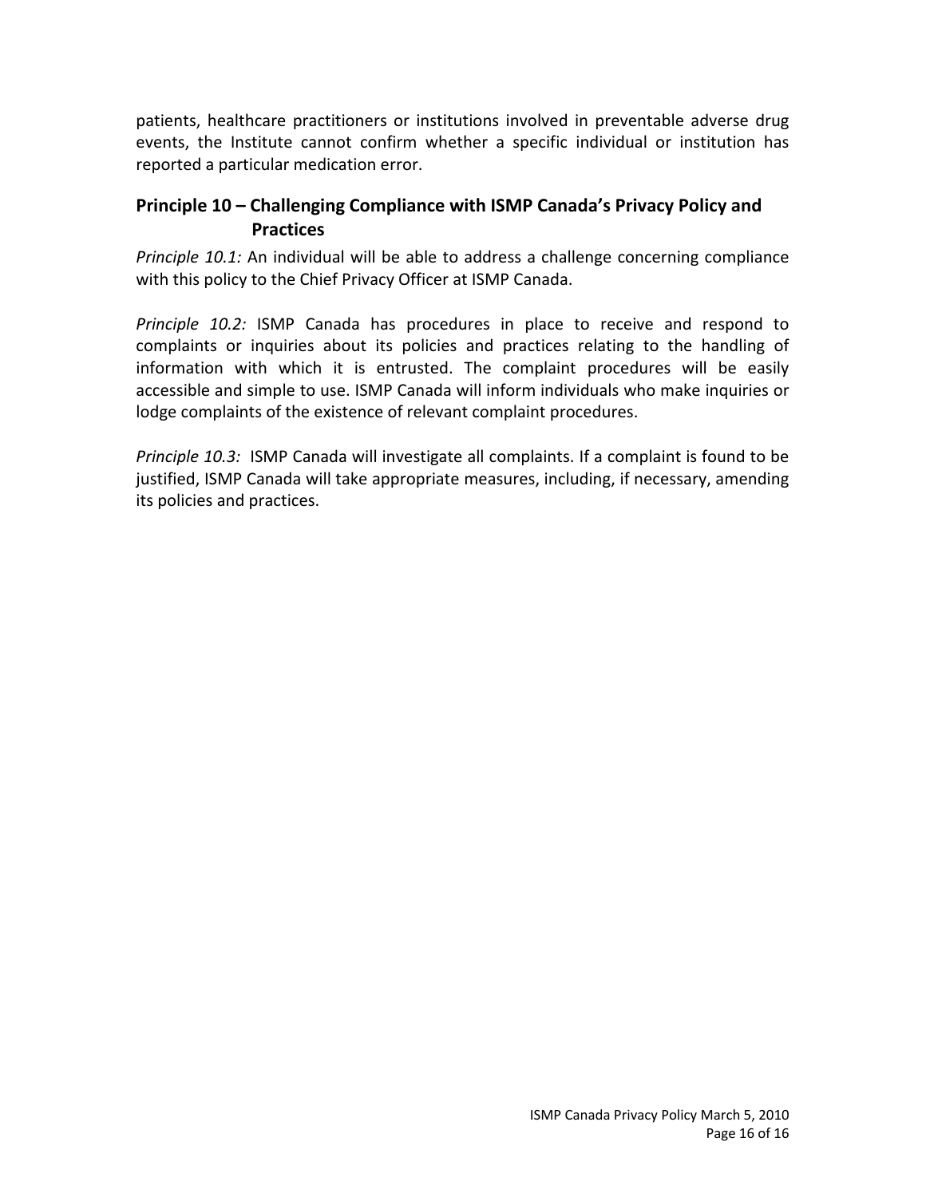patients, healthcare practitioners or institutions involved in preventable adverse drug events, the Institute cannot confirm whether a specific individual or institution has reported a particular medication error.

## Principle 10 – Challenging Compliance with ISMP Canada's Privacy Policy and Practices

*Principle 10.1:* An individual will be able to address a challenge concerning compliance with this policy to the Chief Privacy Officer at ISMP Canada.

*Principle 10.2:* ISMP Canada has procedures in place to receive and respond to complaints or inquiries about its policies and practices relating to the handling of information with which it is entrusted. The complaint procedures will be easily accessible and simple to use. ISMP Canada will inform individuals who make inquiries or lodge complaints of the existence of relevant complaint procedures.

*Principle 10.3:* ISMP Canada will investigate all complaints. If a complaint is found to be justified, ISMP Canada will take appropriate measures, including, if necessary, amending its policies and practices.